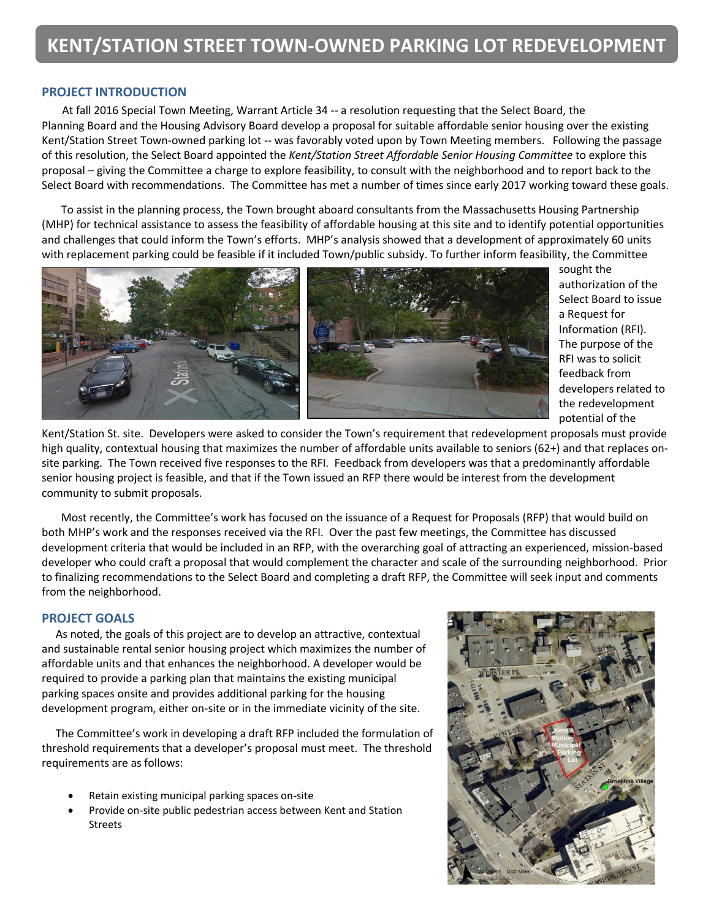# KENT/STATION STREET TOWN-OWNED PARKING LOT REDEVELOPMENT

## PROJECT INTRODUCTION

At fall 2016 Special Town Meeting, Warrant Article 34 -- a resolution requesting that the Select Board, the Planning Board and the Housing Advisory Board develop a proposal for suitable affordable senior housing over the existing Kent/Station Street Town-owned parking lot -- was favorably voted upon by Town Meeting members. Following the passage of this resolution, the Select Board appointed the *Kent/Station Street Affordable Senior Housing Committee* to explore this proposal – giving the Committee a charge to explore feasibility, to consult with the neighborhood and to report back to the Select Board with recommendations. The Committee has met a number of times since early 2017 working toward these goals.

To assist in the planning process, the Town brought aboard consultants from the Massachusetts Housing Partnership (MHP) for technical assistance to assess the feasibility of affordable housing at this site and to identify potential opportunities and challenges that could inform the Town's efforts. MHP's analysis showed that a development of approximately 60 units with replacement parking could be feasible if it included Town/public subsidy. To further inform feasibility, the Committee sought the authorization of the Select Board to issue a Request for Information (RFI). The purpose of the RFI was to solicit feedback from developers related to the redevelopment potential of the Kent/Station St. site. Developers were asked to consider the Town's requirement that redevelopment proposals must provide high quality, contextual housing that maximizes the number of affordable units available to seniors (62+) and that replaces on-site parking. The Town received five responses to the RFI. Feedback from developers was that a predominantly affordable senior housing project is feasible, and that if the Town issued an RFP there would be interest from the development community to submit proposals.

Most recently, the Committee's work has focused on the issuance of a Request for Proposals (RFP) that would build on both MHP's work and the responses received via the RFI. Over the past few meetings, the Committee has discussed development criteria that would be included in an RFP, with the overarching goal of attracting an experienced, mission-based developer who could craft a proposal that would complement the character and scale of the surrounding neighborhood. Prior to finalizing recommendations to the Select Board and completing a draft RFP, the Committee will seek input and comments from the neighborhood.

## PROJECT GOALS

As noted, the goals of this project are to develop an attractive, contextual and sustainable rental senior housing project which maximizes the number of affordable units and that enhances the neighborhood. A developer would be required to provide a parking plan that maintains the existing municipal parking spaces onsite and provides additional parking for the housing development program, either on-site or in the immediate vicinity of the site.

The Committee's work in developing a draft RFP included the formulation of threshold requirements that a developer's proposal must meet. The threshold requirements are as follows:

- Retain existing municipal parking spaces on-site
- Provide on-site public pedestrian access between Kent and Station Streets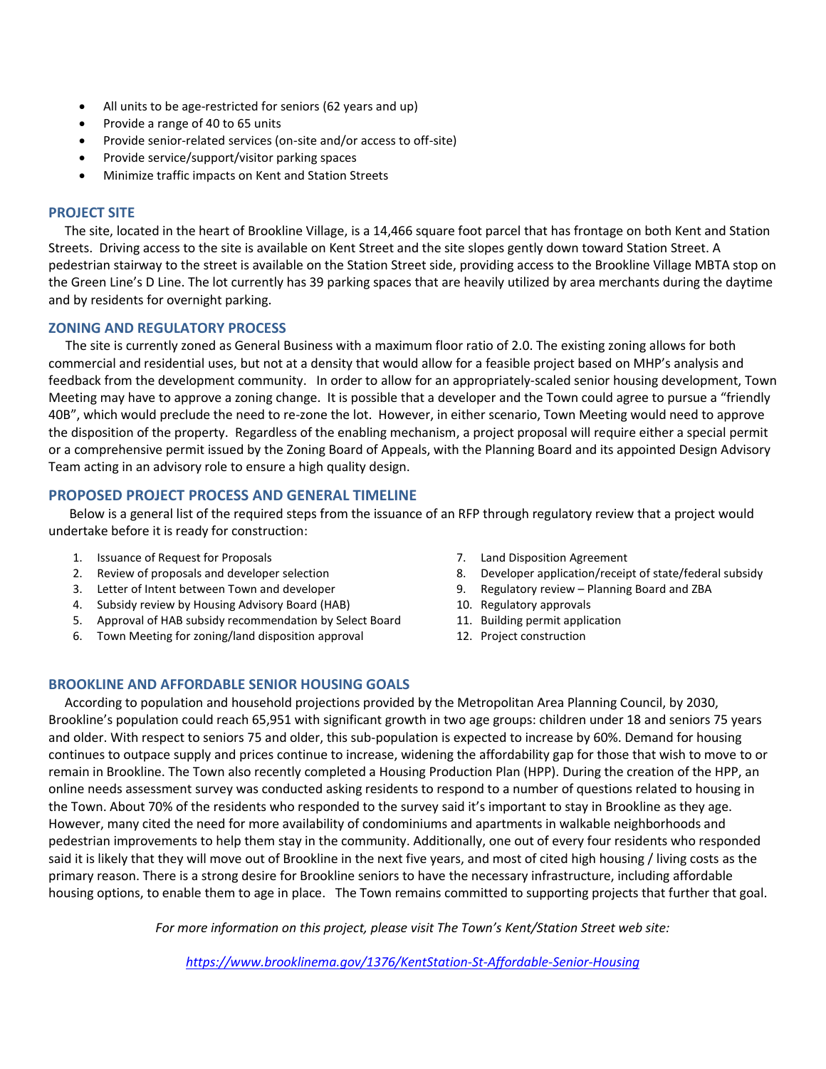- All units to be age-restricted for seniors (62 years and up)
- Provide a range of 40 to 65 units
- Provide senior-related services (on-site and/or access to off-site)
- Provide service/support/visitor parking spaces
- Minimize traffic impacts on Kent and Station Streets

## PROJECT SITE

The site, located in the heart of Brookline Village, is a 14,466 square foot parcel that has frontage on both Kent and Station Streets. Driving access to the site is available on Kent Street and the site slopes gently down toward Station Street. A pedestrian stairway to the street is available on the Station Street side, providing access to the Brookline Village MBTA stop on the Green Line's D Line. The lot currently has 39 parking spaces that are heavily utilized by area merchants during the daytime and by residents for overnight parking.

## ZONING AND REGULATORY PROCESS

The site is currently zoned as General Business with a maximum floor ratio of 2.0. The existing zoning allows for both commercial and residential uses, but not at a density that would allow for a feasible project based on MHP's analysis and feedback from the development community. In order to allow for an appropriately-scaled senior housing development, Town Meeting may have to approve a zoning change. It is possible that a developer and the Town could agree to pursue a "friendly 40B", which would preclude the need to re-zone the lot. However, in either scenario, Town Meeting would need to approve the disposition of the property. Regardless of the enabling mechanism, a project proposal will require either a special permit or a comprehensive permit issued by the Zoning Board of Appeals, with the Planning Board and its appointed Design Advisory Team acting in an advisory role to ensure a high quality design.

## PROPOSED PROJECT PROCESS AND GENERAL TIMELINE

Below is a general list of the required steps from the issuance of an RFP through regulatory review that a project would undertake before it is ready for construction:

1. Issuance of Request for Proposals
2. Review of proposals and developer selection
3. Letter of Intent between Town and developer
4. Subsidy review by Housing Advisory Board (HAB)
5. Approval of HAB subsidy recommendation by Select Board
6. Town Meeting for zoning/land disposition approval
7. Land Disposition Agreement
8. Developer application/receipt of state/federal subsidy
9. Regulatory review – Planning Board and ZBA
10. Regulatory approvals
11. Building permit application
12. Project construction

## BROOKLINE AND AFFORDABLE SENIOR HOUSING GOALS

According to population and household projections provided by the Metropolitan Area Planning Council, by 2030, Brookline's population could reach 65,951 with significant growth in two age groups: children under 18 and seniors 75 years and older. With respect to seniors 75 and older, this sub-population is expected to increase by 60%. Demand for housing continues to outpace supply and prices continue to increase, widening the affordability gap for those that wish to move to or remain in Brookline. The Town also recently completed a Housing Production Plan (HPP). During the creation of the HPP, an online needs assessment survey was conducted asking residents to respond to a number of questions related to housing in the Town. About 70% of the residents who responded to the survey said it's important to stay in Brookline as they age. However, many cited the need for more availability of condominiums and apartments in walkable neighborhoods and pedestrian improvements to help them stay in the community. Additionally, one out of every four residents who responded said it is likely that they will move out of Brookline in the next five years, and most of cited high housing / living costs as the primary reason. There is a strong desire for Brookline seniors to have the necessary infrastructure, including affordable housing options, to enable them to age in place. The Town remains committed to supporting projects that further that goal.

*For more information on this project, please visit The Town's Kent/Station Street web site:*

*https://www.brooklinema.gov/1376/KentStation-St-Affordable-Senior-Housing*